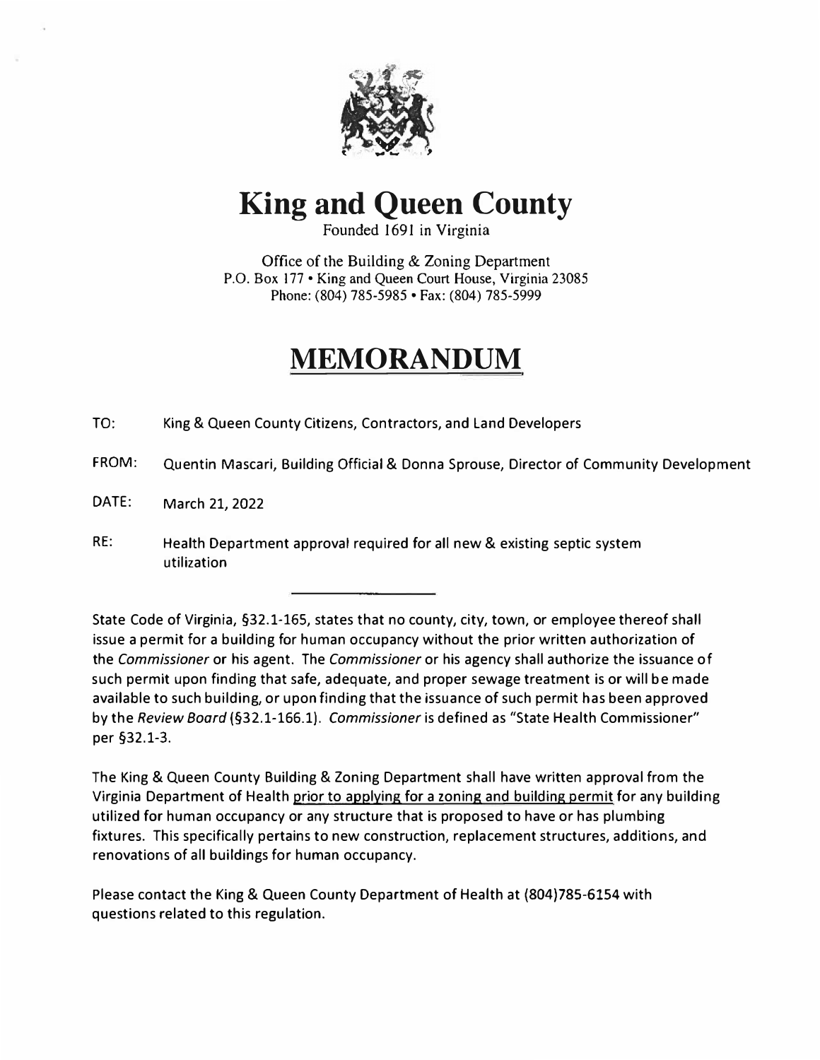# King and Queen County

Founded 1691 in Virginia

Office of the Building & Zoning Department
P.O. Box 177 • King and Queen Court House, Virginia 23085
Phone: (804) 785-5985 • Fax: (804) 785-5999

## MEMORANDUM

TO: King & Queen County Citizens, Contractors, and Land Developers

FROM: Quentin Mascari, Building Official & Donna Sprouse, Director of Community Development

DATE: March 21, 2022

RE: Health Department approval required for all new & existing septic system utilization

State Code of Virginia, §32.1-165, states that no county, city, town, or employee thereof shall issue a permit for a building for human occupancy without the prior written authorization of the *Commissioner* or his agent. The *Commissioner* or his agency shall authorize the issuance of such permit upon finding that safe, adequate, and proper sewage treatment is or will be made available to such building, or upon finding that the issuance of such permit has been approved by the *Review Board* (§32.1-166.1). *Commissioner* is defined as "State Health Commissioner" per §32.1-3.

The King & Queen County Building & Zoning Department shall have written approval from the Virginia Department of Health prior to applying for a zoning and building permit for any building utilized for human occupancy or any structure that is proposed to have or has plumbing fixtures. This specifically pertains to new construction, replacement structures, additions, and renovations of all buildings for human occupancy.

Please contact the King & Queen County Department of Health at (804)785-6154 with questions related to this regulation.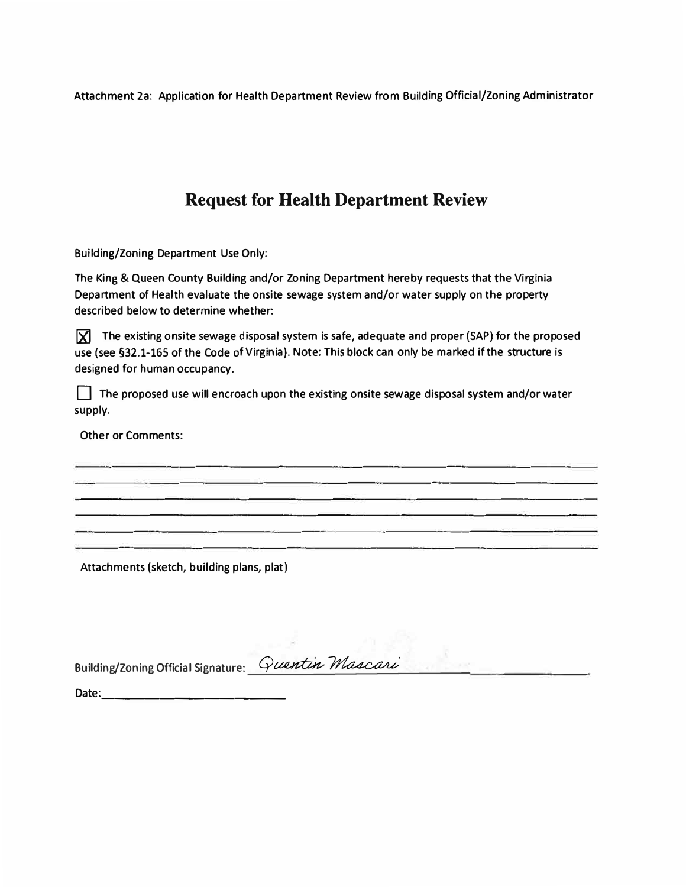Attachment 2a: Application for Health Department Review from Building Official/Zoning Administrator

# Request for Health Department Review

Building/Zoning Department Use Only:

The King & Queen County Building and/or Zoning Department hereby requests that the Virginia Department of Health evaluate the onsite sewage system and/or water supply on the property described below to determine whether:

☒ The existing onsite sewage disposal system is safe, adequate and proper (SAP) for the proposed use (see §32.1-165 of the Code of Virginia). Note: This block can only be marked if the structure is designed for human occupancy.

☐ The proposed use will encroach upon the existing onsite sewage disposal system and/or water supply.

Other or Comments:

______________________________________________________________________________

______________________________________________________________________________

______________________________________________________________________________

______________________________________________________________________________

______________________________________________________________________________

______________________________________________________________________________

Attachments (sketch, building plans, plat)

Building/Zoning Official Signature: Quentin Mascari

Date: ____________________________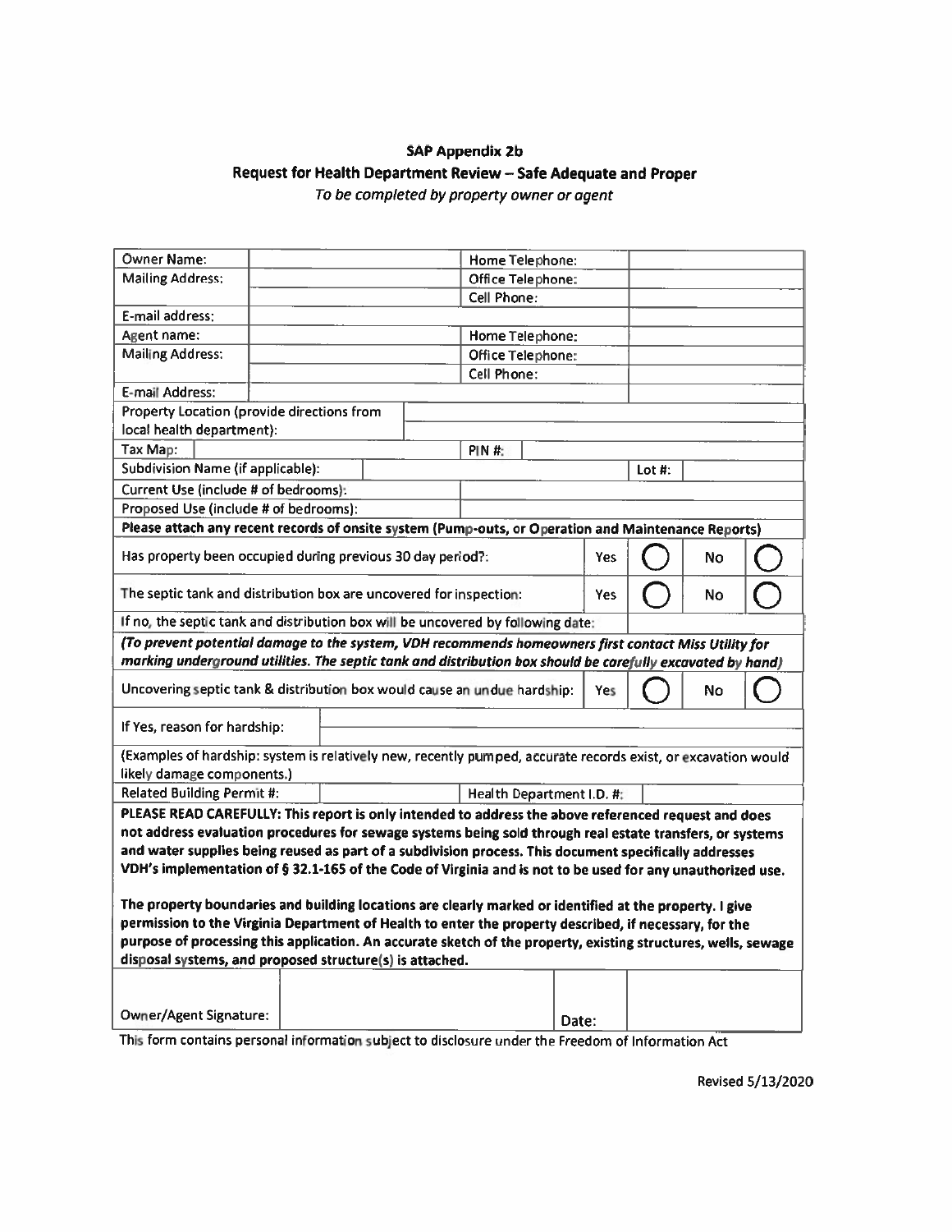**SAP Appendix 2b**

**Request for Health Department Review – Safe Adequate and Proper**

*To be completed by property owner or agent*

| | | | |
|---|---|---|---|
| Owner Name: | | Home Telephone: | |
| Mailing Address: | | Office Telephone: | |
| | | Cell Phone: | |
| E-mail address: | | | |
| Agent name: | | Home Telephone: | |
| Mailing Address: | | Office Telephone: | |
| | | Cell Phone: | |
| E-mail Address: | | | |
| Property Location (provide directions from local health department): | | | |
| Tax Map: | | PIN #: | |
| Subdivision Name (if applicable): | | Lot #: | |
| Current Use (include # of bedrooms): | | | |
| Proposed Use (include # of bedrooms): | | | |

**Please attach any recent records of onsite system (Pump-outs, or Operation and Maintenance Reports)**

| | | | | |
|---|---|---|---|---|
| Has property been occupied during previous 30 day period?: | Yes | ◯ | No | ◯ |
| The septic tank and distribution box are uncovered for inspection: | Yes | ◯ | No | ◯ |
| If no, the septic tank and distribution box will be uncovered by following date: | | | | |

***(To prevent potential damage to the system, VDH recommends homeowners first contact Miss Utility for marking underground utilities. The septic tank and distribution box should be carefully excavated by hand)***

| | | | | |
|---|---|---|---|---|
| Uncovering septic tank & distribution box would cause an undue hardship: | Yes | ◯ | No | ◯ |
| If Yes, reason for hardship: | | | | |

(Examples of hardship: system is relatively new, recently pumped, accurate records exist, or excavation would likely damage components.)

| | | | |
|---|---|---|---|
| Related Building Permit #: | | Health Department I.D. #: | |

**PLEASE READ CAREFULLY: This report is only intended to address the above referenced request and does not address evaluation procedures for sewage systems being sold through real estate transfers, or systems and water supplies being reused as part of a subdivision process. This document specifically addresses VDH's implementation of § 32.1-165 of the Code of Virginia and is not to be used for any unauthorized use.**

**The property boundaries and building locations are clearly marked or identified at the property. I give permission to the Virginia Department of Health to enter the property described, if necessary, for the purpose of processing this application. An accurate sketch of the property, existing structures, wells, sewage disposal systems, and proposed structure(s) is attached.**

| | | | |
|---|---|---|---|
| Owner/Agent Signature: | | Date: | |

This form contains personal information subject to disclosure under the Freedom of Information Act

Revised 5/13/2020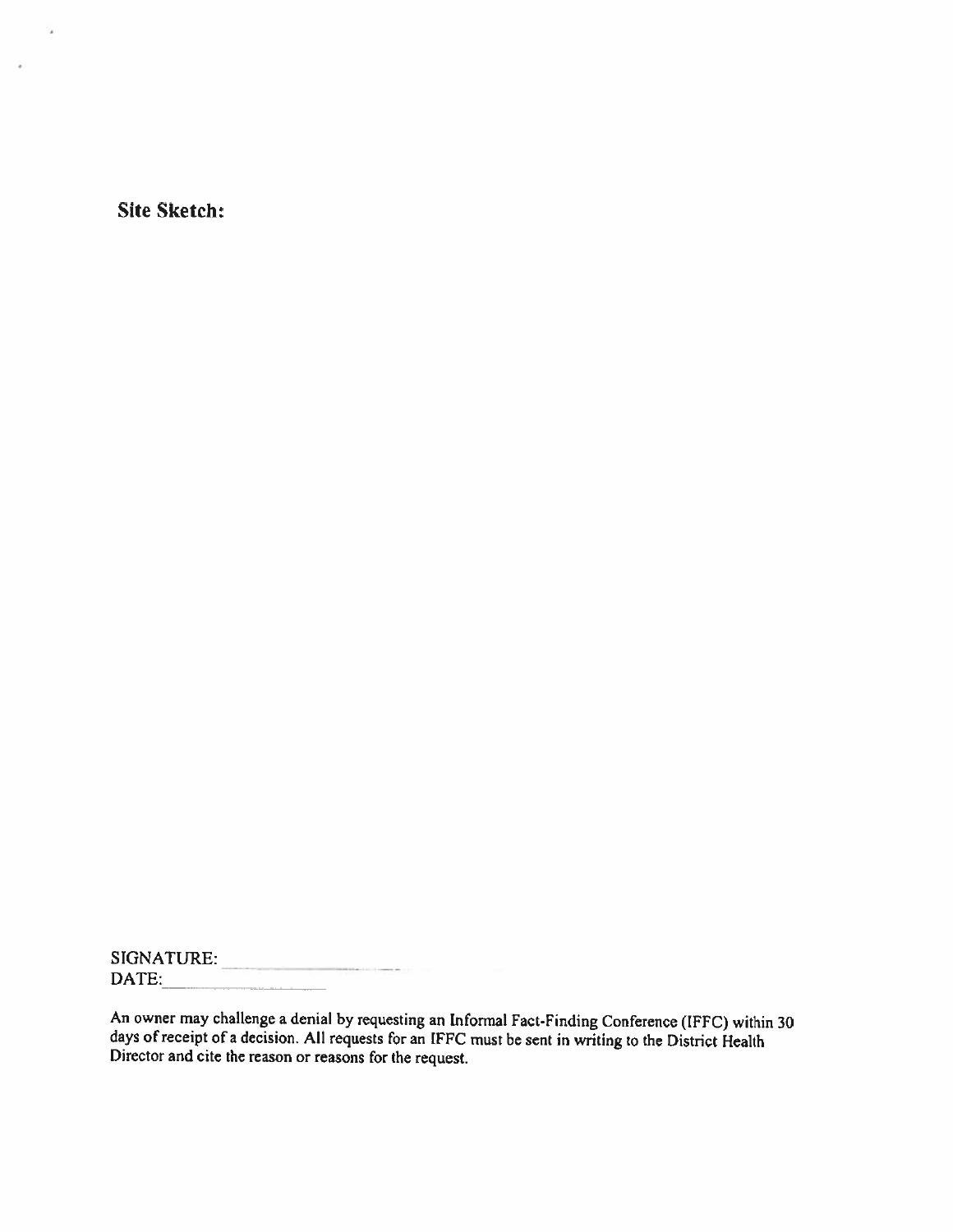**Site Sketch:**

SIGNATURE: ____________________

DATE: ____________________

An owner may challenge a denial by requesting an Informal Fact-Finding Conference (IFFC) within 30 days of receipt of a decision. All requests for an IFFC must be sent in writing to the District Health Director and cite the reason or reasons for the request.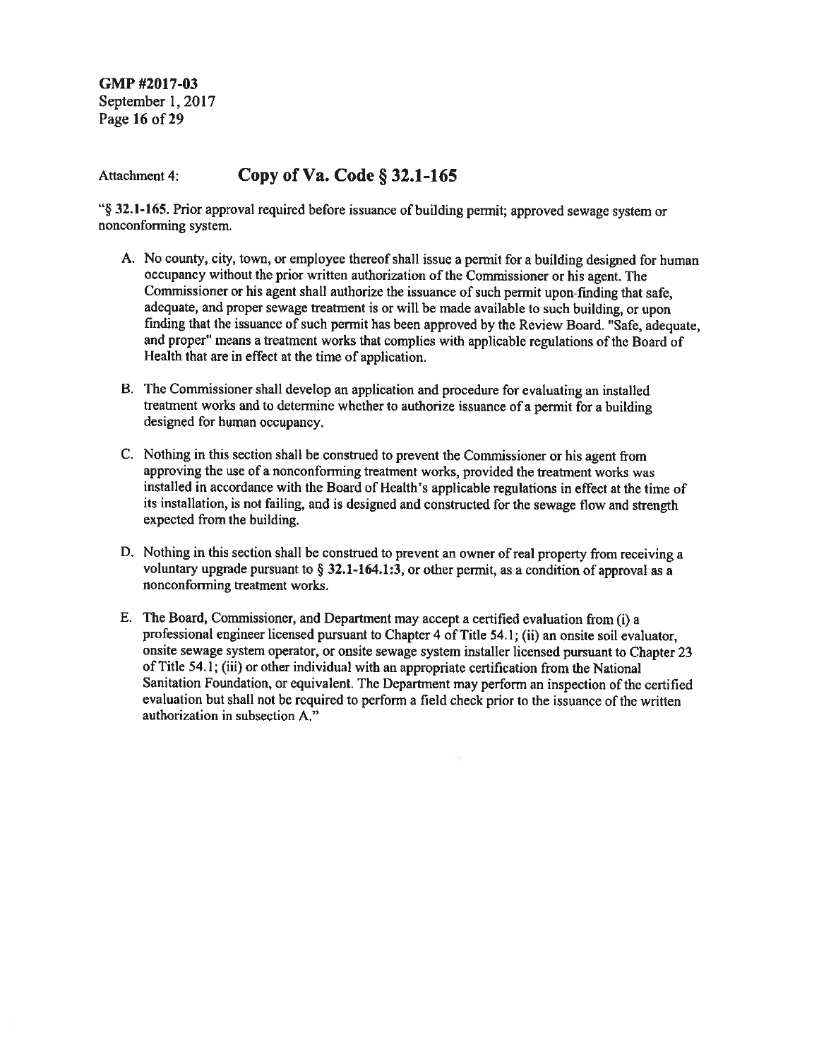Attachment 4: **Copy of Va. Code § 32.1-165**

"§ **32.1-165**. Prior approval required before issuance of building permit; approved sewage system or nonconforming system.

A. No county, city, town, or employee thereof shall issue a permit for a building designed for human occupancy without the prior written authorization of the Commissioner or his agent. The Commissioner or his agent shall authorize the issuance of such permit upon finding that safe, adequate, and proper sewage treatment is or will be made available to such building, or upon finding that the issuance of such permit has been approved by the Review Board. "Safe, adequate, and proper" means a treatment works that complies with applicable regulations of the Board of Health that are in effect at the time of application.

B. The Commissioner shall develop an application and procedure for evaluating an installed treatment works and to determine whether to authorize issuance of a permit for a building designed for human occupancy.

C. Nothing in this section shall be construed to prevent the Commissioner or his agent from approving the use of a nonconforming treatment works, provided the treatment works was installed in accordance with the Board of Health's applicable regulations in effect at the time of its installation, is not failing, and is designed and constructed for the sewage flow and strength expected from the building.

D. Nothing in this section shall be construed to prevent an owner of real property from receiving a voluntary upgrade pursuant to § **32.1-164.1:3**, or other permit, as a condition of approval as a nonconforming treatment works.

E. The Board, Commissioner, and Department may accept a certified evaluation from (i) a professional engineer licensed pursuant to Chapter 4 of Title 54.1; (ii) an onsite soil evaluator, onsite sewage system operator, or onsite sewage system installer licensed pursuant to Chapter 23 of Title 54.1; (iii) or other individual with an appropriate certification from the National Sanitation Foundation, or equivalent. The Department may perform an inspection of the certified evaluation but shall not be required to perform a field check prior to the issuance of the written authorization in subsection A."